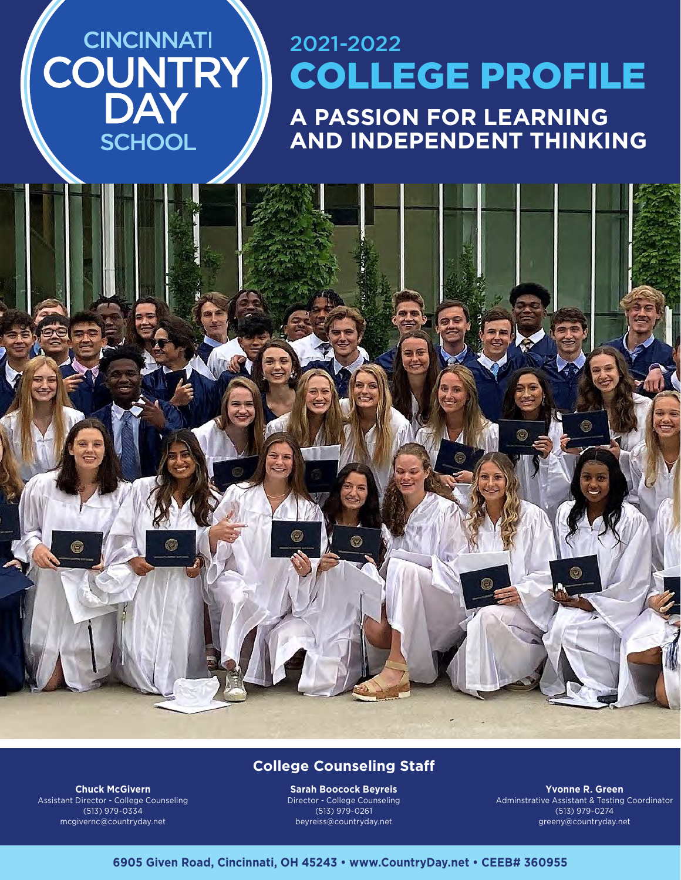# CINCINNATI COUNTRY DAY SCHOOL

## 2021-2022 COLLEGE PROFILE

### A PASSION FOR LEARNING AND INDEPENDENT THINKING

## College Counseling Staff

**Chuck McGivern**
Assistant Director - College Counseling
(513) 979-0334
mcgivernc@countryday.net

**Sarah Boocock Beyreis**
Director - College Counseling
(513) 979-0261
beyreiss@countryday.net

**Yvonne R. Green**
Adminstrative Assistant & Testing Coordinator
(513) 979-0274
greeny@countryday.net

**6905 Given Road, Cincinnati, OH 45243 • www.CountryDay.net • CEEB# 360955**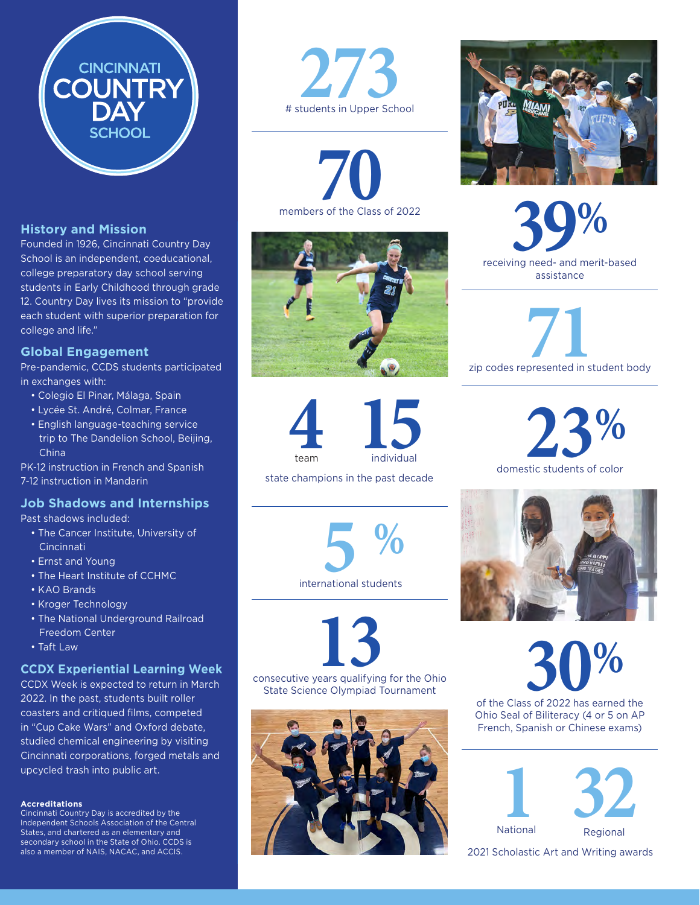CINCINNATI COUNTRY DAY SCHOOL

## History and Mission

Founded in 1926, Cincinnati Country Day School is an independent, coeducational, college preparatory day school serving students in Early Childhood through grade 12. Country Day lives its mission to "provide each student with superior preparation for college and life."

## Global Engagement

Pre-pandemic, CCDS students participated in exchanges with:

- Colegio El Pinar, Málaga, Spain
- Lycée St. André, Colmar, France
- English language-teaching service trip to The Dandelion School, Beijing, China

PK-12 instruction in French and Spanish
7-12 instruction in Mandarin

## Job Shadows and Internships

Past shadows included:

- The Cancer Institute, University of Cincinnati
- Ernst and Young
- The Heart Institute of CCHMC
- KAO Brands
- Kroger Technology
- The National Underground Railroad Freedom Center
- Taft Law

## CCDX Experiential Learning Week

CCDX Week is expected to return in March 2022. In the past, students built roller coasters and critiqued films, competed in "Cup Cake Wars" and Oxford debate, studied chemical engineering by visiting Cincinnati corporations, forged metals and upcycled trash into public art.

**Accreditations**
Cincinnati Country Day is accredited by the Independent Schools Association of the Central States, and chartered as an elementary and secondary school in the State of Ohio. CCDS is also a member of NAIS, NACAC, and ACCIS.

**273**
# students in Upper School

**70**
members of the Class of 2022

**4** team **15** individual
state champions in the past decade

**5%**
international students

**13**
consecutive years qualifying for the Ohio State Science Olympiad Tournament

**39%**
receiving need- and merit-based assistance

**71**
zip codes represented in student body

**23%**
domestic students of color

**30%**
of the Class of 2022 has earned the Ohio Seal of Biliteracy (4 or 5 on AP French, Spanish or Chinese exams)

**1** National **32** Regional
2021 Scholastic Art and Writing awards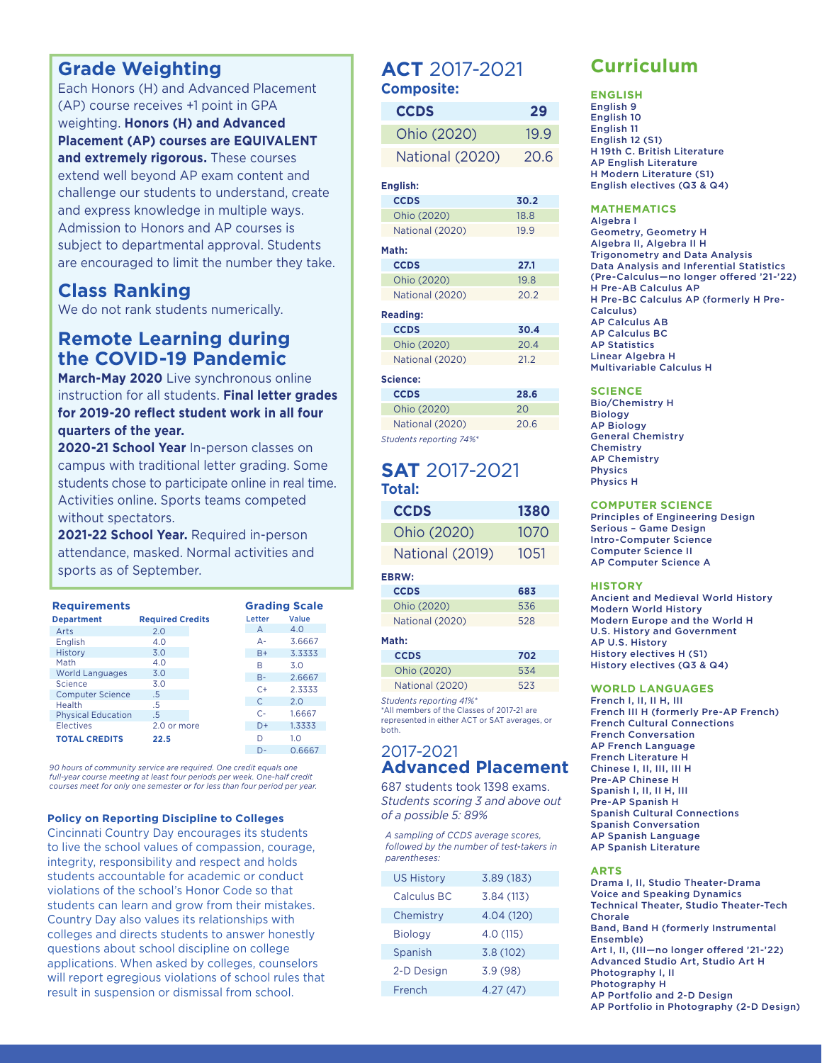## Grade Weighting

Each Honors (H) and Advanced Placement (AP) course receives +1 point in GPA weighting. **Honors (H) and Advanced Placement (AP) courses are EQUIVALENT and extremely rigorous.** These courses extend well beyond AP exam content and challenge our students to understand, create and express knowledge in multiple ways. Admission to Honors and AP courses is subject to departmental approval. Students are encouraged to limit the number they take.

## Class Ranking

We do not rank students numerically.

## Remote Learning during the COVID-19 Pandemic

**March-May 2020** Live synchronous online instruction for all students. **Final letter grades for 2019-20 reflect student work in all four quarters of the year.**

**2020-21 School Year** In-person classes on campus with traditional letter grading. Some students chose to participate online in real time. Activities online. Sports teams competed without spectators.

**2021-22 School Year.** Required in-person attendance, masked. Normal activities and sports as of September.

### Requirements

| Department | Required Credits |
|---|---|
| Arts | 2.0 |
| English | 4.0 |
| History | 3.0 |
| Math | 4.0 |
| World Languages | 3.0 |
| Science | 3.0 |
| Computer Science | .5 |
| Health | .5 |
| Physical Education | .5 |
| Electives | 2.0 or more |
| **TOTAL CREDITS** | **22.5** |

### Grading Scale

| Letter | Value |
|---|---|
| A | 4.0 |
| A- | 3.6667 |
| B+ | 3.3333 |
| B | 3.0 |
| B- | 2.6667 |
| C+ | 2.3333 |
| C | 2.0 |
| C- | 1.6667 |
| D+ | 1.3333 |
| D | 1.0 |
| D- | 0.6667 |

*90 hours of community service are required. One credit equals one full-year course meeting at least four periods per week. One-half credit courses meet for only one semester or for less than four period per year.*

### Policy on Reporting Discipline to Colleges

Cincinnati Country Day encourages its students to live the school values of compassion, courage, integrity, responsibility and respect and holds students accountable for academic or conduct violations of the school's Honor Code so that students can learn and grow from their mistakes. Country Day also values its relationships with colleges and directs students to answer honestly questions about school discipline on college applications. When asked by colleges, counselors will report egregious violations of school rules that result in suspension or dismissal from school.

## ACT 2017-2021

**Composite:**

| | |
|---|---|
| **CCDS** | **29** |
| Ohio (2020) | 19.9 |
| National (2020) | 20.6 |

**English:**

| | |
|---|---|
| **CCDS** | **30.2** |
| Ohio (2020) | 18.8 |
| National (2020) | 19.9 |

**Math:**

| | |
|---|---|
| **CCDS** | **27.1** |
| Ohio (2020) | 19.8 |
| National (2020) | 20.2 |

**Reading:**

| | |
|---|---|
| **CCDS** | **30.4** |
| Ohio (2020) | 20.4 |
| National (2020) | 21.2 |

**Science:**

| | |
|---|---|
| **CCDS** | **28.6** |
| Ohio (2020) | 20 |
| National (2020) | 20.6 |

*Students reporting 74%**

## SAT 2017-2021

**Total:**

| | |
|---|---|
| **CCDS** | **1380** |
| Ohio (2020) | 1070 |
| National (2019) | 1051 |

**EBRW:**

| | |
|---|---|
| **CCDS** | **683** |
| Ohio (2020) | 536 |
| National (2020) | 528 |

**Math:**

| | |
|---|---|
| **CCDS** | **702** |
| Ohio (2020) | 534 |
| National (2020) | 523 |

*Students reporting 41%**

*All members of the Classes of 2017-21 are represented in either ACT or SAT averages, or both.

## 2017-2021 Advanced Placement

687 students took 1398 exams.

*Students scoring 3 and above out of a possible 5: 89%*

*A sampling of CCDS average scores, followed by the number of test-takers in parentheses:*

| | |
|---|---|
| US History | 3.89 (183) |
| Calculus BC | 3.84 (113) |
| Chemistry | 4.04 (120) |
| Biology | 4.0 (115) |
| Spanish | 3.8 (102) |
| 2-D Design | 3.9 (98) |
| French | 4.27 (47) |

## Curriculum

### ENGLISH

- English 9
- English 10
- English 11
- English 12 (S1)
- H 19th C. British Literature
- AP English Literature
- H Modern Literature (S1)
- English electives (Q3 & Q4)

### MATHEMATICS

- Algebra I
- Geometry, Geometry H
- Algebra II, Algebra II H
- Trigonometry and Data Analysis
- Data Analysis and Inferential Statistics
- (Pre-Calculus—no longer offered '21-'22)
- H Pre-AB Calculus AP
- H Pre-BC Calculus AP (formerly H Pre-Calculus)
- AP Calculus AB
- AP Calculus BC
- AP Statistics
- Linear Algebra H
- Multivariable Calculus H

### SCIENCE

- Bio/Chemistry H
- Biology
- AP Biology
- General Chemistry
- Chemistry
- AP Chemistry
- Physics
- Physics H

### COMPUTER SCIENCE

- Principles of Engineering Design
- Serious – Game Design
- Intro-Computer Science
- Computer Science II
- AP Computer Science A

### HISTORY

- Ancient and Medieval World History
- Modern World History
- Modern Europe and the World H
- U.S. History and Government
- AP U.S. History
- History electives H (S1)
- History electives (Q3 & Q4)

### WORLD LANGUAGES

- French I, II, II H, III
- French III H (formerly Pre-AP French)
- French Cultural Connections
- French Conversation
- AP French Language
- French Literature H
- Chinese I, II, III, III H
- Pre-AP Chinese H
- Spanish I, II, II H, III
- Pre-AP Spanish H
- Spanish Cultural Connections
- Spanish Conversation
- AP Spanish Language
- AP Spanish Literature

### ARTS

- Drama I, II, Studio Theater-Drama
- Voice and Speaking Dynamics
- Technical Theater, Studio Theater-Tech
- Chorale
- Band, Band H (formerly Instrumental Ensemble)
- Art I, II, (III—no longer offered '21-'22)
- Advanced Studio Art, Studio Art H
- Photography I, II
- Photography H
- AP Portfolio and 2-D Design
- AP Portfolio in Photography (2-D Design)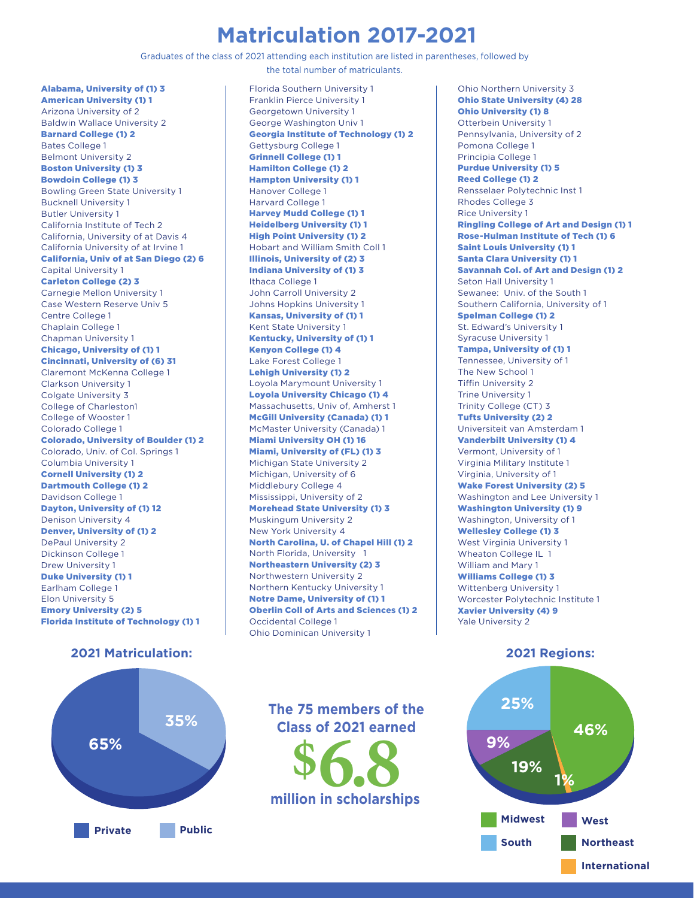# Matriculation 2017-2021

Graduates of the class of 2021 attending each institution are listed in parentheses, followed by the total number of matriculants.

**Alabama, University of (1) 3**
**American University (1) 1**
Arizona University of 2
Baldwin Wallace University 2
**Barnard College (1) 2**
Bates College 1
Belmont University 2
**Boston University (1) 3**
**Bowdoin College (1) 3**
Bowling Green State University 1
Bucknell University 1
Butler University 1
California Institute of Tech 2
California, University of at Davis 4
California University of at Irvine 1
**California, Univ of at San Diego (2) 6**
Capital University 1
**Carleton College (2) 3**
Carnegie Mellon University 1
Case Western Reserve Univ 5
Centre College 1
Chaplain College 1
Chapman University 1
**Chicago, University of (1) 1**
**Cincinnati, University of (6) 31**
Claremont McKenna College 1
Clarkson University 1
Colgate University 3
College of Charleston1
College of Wooster 1
Colorado College 1
**Colorado, University of Boulder (1) 2**
Colorado, Univ. of Col. Springs 1
Columbia University 1
**Cornell University (1) 2**
**Dartmouth College (1) 2**
Davidson College 1
**Dayton, University of (1) 12**
Denison University 4
**Denver, University of (1) 2**
DePaul University 2
Dickinson College 1
Drew University 1
**Duke University (1) 1**
Earlham College 1
Elon University 5
**Emory University (2) 5**
**Florida Institute of Technology (1) 1**
Florida Southern University 1
Franklin Pierce University 1
Georgetown University 1
George Washington Univ 1
**Georgia Institute of Technology (1) 2**
Gettysburg College 1
**Grinnell College (1) 1**
**Hamilton College (1) 2**
**Hampton University (1) 1**
Hanover College 1
Harvard College 1
**Harvey Mudd College (1) 1**
**Heidelberg University (1) 1**
**High Point University (1) 2**
Hobart and William Smith Coll 1
**Illinois, University of (2) 3**
**Indiana University of (1) 3**
Ithaca College 1
John Carroll University 2
Johns Hopkins University 1
**Kansas, University of (1) 1**
Kent State University 1
**Kentucky, University of (1) 1**
**Kenyon College (1) 4**
Lake Forest College 1
**Lehigh University (1) 2**
Loyola Marymount University 1
**Loyola University Chicago (1) 4**
Massachusetts, Univ of, Amherst 1
**McGill University (Canada) (1) 1**
McMaster University (Canada) 1
**Miami University OH (1) 16**
**Miami, University of (FL) (1) 3**
Michigan State University 2
Michigan, University of 6
Middlebury College 4
Mississippi, University of 2
**Morehead State University (1) 3**
Muskingum University 2
New York University 4
**North Carolina, U. of Chapel Hill (1) 2**
North Florida, University 1
**Northeastern University (2) 3**
Northwestern University 2
Northern Kentucky University 1
**Notre Dame, University of (1) 1**
**Oberlin Coll of Arts and Sciences (1) 2**
Occidental College 1
Ohio Dominican University 1
Ohio Northern University 3
**Ohio State University (4) 28**
**Ohio University (1) 8**
Otterbein University 1
Pennsylvania, University of 2
Pomona College 1
Principia College 1
**Purdue University (1) 5**
**Reed College (1) 2**
Rensselaer Polytechnic Inst 1
Rhodes College 3
Rice University 1
**Ringling College of Art and Design (1) 1**
**Rose-Hulman Institute of Tech (1) 6**
**Saint Louis University (1) 1**
**Santa Clara University (1) 1**
**Savannah Col. of Art and Design (1) 2**
Seton Hall University 1
Sewanee: Univ. of the South 1
Southern California, University of 1
**Spelman College (1) 2**
St. Edward's University 1
Syracuse University 1
**Tampa, University of (1) 1**
Tennessee, University of 1
The New School 1
Tiffin University 2
Trine University 1
Trinity College (CT) 3
**Tufts University (2) 2**
Universiteit van Amsterdam 1
**Vanderbilt University (1) 4**
Vermont, University of 1
Virginia Military Institute 1
Virginia, University of 1
**Wake Forest University (2) 5**
Washington and Lee University 1
**Washington University (1) 9**
Washington, University of 1
**Wellesley College (1) 3**
West Virginia University 1
Wheaton College IL 1
William and Mary 1
**Williams College (1) 3**
Wittenberg University 1
Worcester Polytechnic Institute 1
**Xavier University (4) 9**
Yale University 2

## 2021 Matriculation:

65%
35%
Private
Public

**The 75 members of the Class of 2021 earned $6.8 million in scholarships**

## 2021 Regions:

46%
25%
9%
19%
1%
Midwest
West
South
Northeast
International